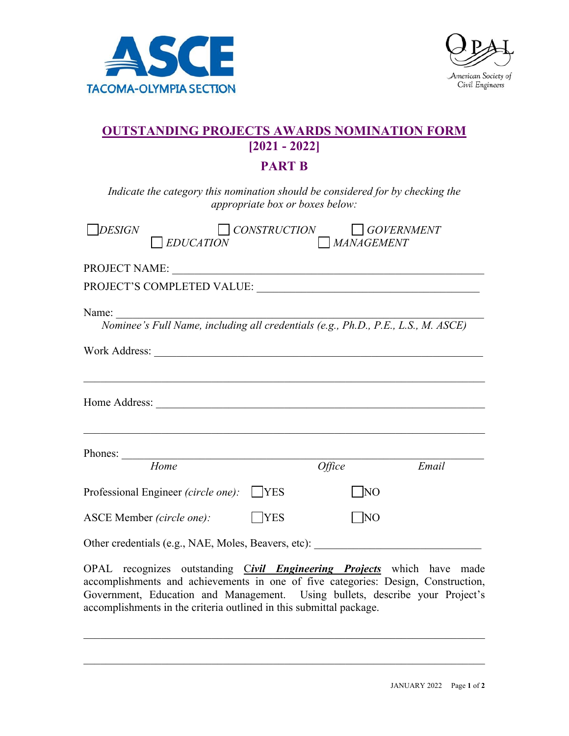ASCE TACOMA-OLYMPIA SECTION

OPAL American Society of Civil Engineers

# OUTSTANDING PROJECTS AWARDS NOMINATION FORM

## [2021 - 2022]

## PART B

*Indicate the category this nomination should be considered for by checking the appropriate box or boxes below:*

☐ *DESIGN* ☐ *CONSTRUCTION* ☐ *GOVERNMENT* ☐ *EDUCATION* ☐ *MANAGEMENT*

PROJECT NAME: ______________________________________________

PROJECT'S COMPLETED VALUE: ______________________________________

Name: ______________________________________________
*Nominee's Full Name, including all credentials (e.g., Ph.D., P.E., L.S., M. ASCE)*

Work Address: ______________________________________________

______________________________________________

Home Address: ______________________________________________

______________________________________________

Phones: ______________________________________________
*Home* *Office* *Email*

Professional Engineer *(circle one)*: ☐ YES ☐ NO

ASCE Member *(circle one)*: ☐ YES ☐ NO

Other credentials (e.g., NAE, Moles, Beavers, etc): ______________________________

OPAL recognizes outstanding ***Civil Engineering Projects*** which have made accomplishments and achievements in one of five categories: Design, Construction, Government, Education and Management. Using bullets, describe your Project's accomplishments in the criteria outlined in this submittal package.

______________________________________________

______________________________________________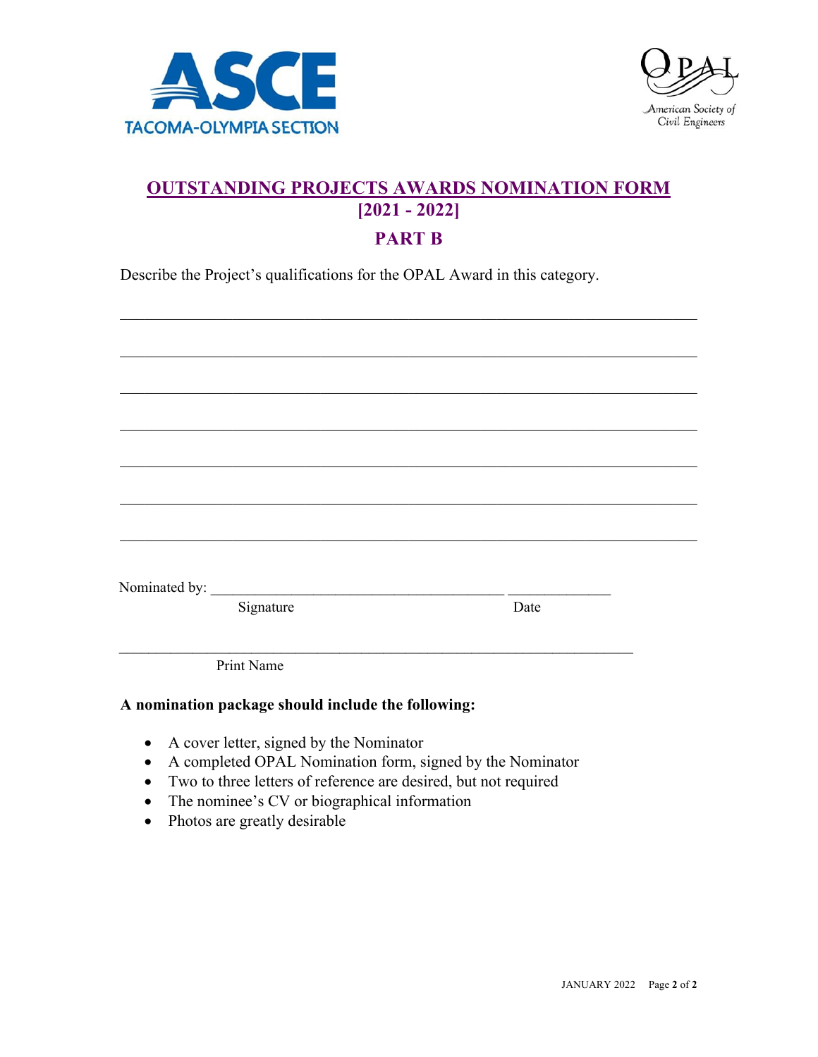ASCE TACOMA-OLYMPIA SECTION

OPAL American Society of Civil Engineers

# OUTSTANDING PROJECTS AWARDS NOMINATION FORM [2021 - 2022]

## PART B

Describe the Project's qualifications for the OPAL Award in this category.

\_\_\_\_\_\_\_\_\_\_\_\_\_\_\_\_\_\_\_\_\_\_\_\_\_\_\_\_\_\_\_\_\_\_\_\_\_\_\_\_\_\_\_\_\_\_\_\_\_\_\_\_\_\_\_\_\_\_\_\_\_\_\_\_\_\_\_\_\_\_

\_\_\_\_\_\_\_\_\_\_\_\_\_\_\_\_\_\_\_\_\_\_\_\_\_\_\_\_\_\_\_\_\_\_\_\_\_\_\_\_\_\_\_\_\_\_\_\_\_\_\_\_\_\_\_\_\_\_\_\_\_\_\_\_\_\_\_\_\_\_

\_\_\_\_\_\_\_\_\_\_\_\_\_\_\_\_\_\_\_\_\_\_\_\_\_\_\_\_\_\_\_\_\_\_\_\_\_\_\_\_\_\_\_\_\_\_\_\_\_\_\_\_\_\_\_\_\_\_\_\_\_\_\_\_\_\_\_\_\_\_

\_\_\_\_\_\_\_\_\_\_\_\_\_\_\_\_\_\_\_\_\_\_\_\_\_\_\_\_\_\_\_\_\_\_\_\_\_\_\_\_\_\_\_\_\_\_\_\_\_\_\_\_\_\_\_\_\_\_\_\_\_\_\_\_\_\_\_\_\_\_

\_\_\_\_\_\_\_\_\_\_\_\_\_\_\_\_\_\_\_\_\_\_\_\_\_\_\_\_\_\_\_\_\_\_\_\_\_\_\_\_\_\_\_\_\_\_\_\_\_\_\_\_\_\_\_\_\_\_\_\_\_\_\_\_\_\_\_\_\_\_

\_\_\_\_\_\_\_\_\_\_\_\_\_\_\_\_\_\_\_\_\_\_\_\_\_\_\_\_\_\_\_\_\_\_\_\_\_\_\_\_\_\_\_\_\_\_\_\_\_\_\_\_\_\_\_\_\_\_\_\_\_\_\_\_\_\_\_\_\_\_

\_\_\_\_\_\_\_\_\_\_\_\_\_\_\_\_\_\_\_\_\_\_\_\_\_\_\_\_\_\_\_\_\_\_\_\_\_\_\_\_\_\_\_\_\_\_\_\_\_\_\_\_\_\_\_\_\_\_\_\_\_\_\_\_\_\_\_\_\_\_

Nominated by: \_\_\_\_\_\_\_\_\_\_\_\_\_\_\_\_\_\_\_\_\_\_\_\_\_\_\_\_\_\_\_\_\_\_\_\_\_\_\_\_ \_\_\_\_\_\_\_\_\_\_\_\_\_\_
Signature Date

\_\_\_\_\_\_\_\_\_\_\_\_\_\_\_\_\_\_\_\_\_\_\_\_\_\_\_\_\_\_\_\_\_\_\_\_\_\_\_\_\_\_\_\_\_\_\_\_\_\_\_\_\_\_\_\_\_\_\_\_\_\_\_\_
Print Name

**A nomination package should include the following:**

- A cover letter, signed by the Nominator
- A completed OPAL Nomination form, signed by the Nominator
- Two to three letters of reference are desired, but not required
- The nominee's CV or biographical information
- Photos are greatly desirable

JANUARY 2022